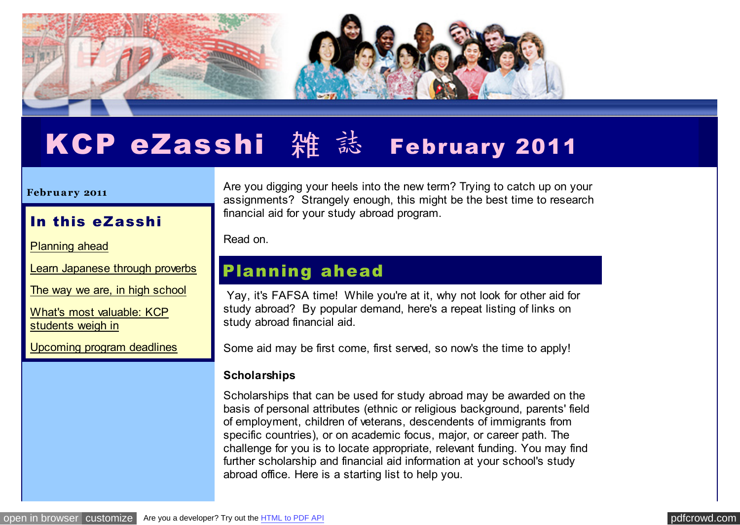# KCP eZasshi 雑誌 February 2011

**February 2011**

## In this eZasshi

Planning ahead

Learn Japanese through proverbs

The way we are, in high school

What's most valuable: KCP students weigh in

Upcoming program deadlines

Are you digging your heels into the new term? Trying to catch up on your assignments? Strangely enough, this might be the best time to research financial aid for your study abroad program.

Read on.

## Planning ahead

Yay, it's FAFSA time! While you're at it, why not look for other aid for study abroad? By popular demand, here's a repeat listing of links on study abroad financial aid.

Some aid may be first come, first served, so now's the time to apply!

### Scholarships

Scholarships that can be used for study abroad may be awarded on the basis of personal attributes (ethnic or religious background, parents' field of employment, children of veterans, descendents of immigrants from specific countries), or on academic focus, major, or career path. The challenge for you is to locate appropriate, relevant funding. You may find further scholarship and financial aid information at your school's study abroad office. Here is a starting list to help you.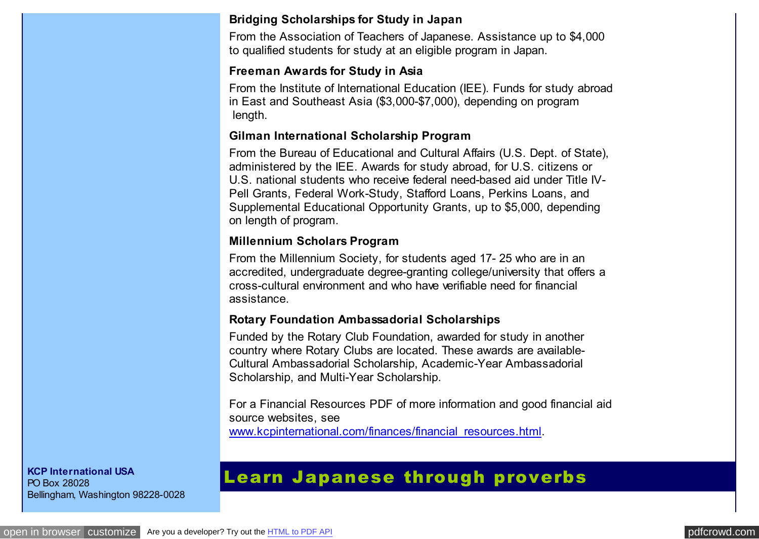### Bridging Scholarships for Study in Japan

From the Association of Teachers of Japanese. Assistance up to $4,000 to qualified students for study at an eligible program in Japan.

### Freeman Awards for Study in Asia

From the Institute of International Education (IEE). Funds for study abroad in East and Southeast Asia ($3,000-$7,000), depending on program length.

### Gilman International Scholarship Program

From the Bureau of Educational and Cultural Affairs (U.S. Dept. of State), administered by the IEE. Awards for study abroad, for U.S. citizens or U.S. national students who receive federal need-based aid under Title IV-Pell Grants, Federal Work-Study, Stafford Loans, Perkins Loans, and Supplemental Educational Opportunity Grants, up to $5,000, depending on length of program.

### Millennium Scholars Program

From the Millennium Society, for students aged 17- 25 who are in an accredited, undergraduate degree-granting college/university that offers a cross-cultural environment and who have verifiable need for financial assistance.

### Rotary Foundation Ambassadorial Scholarships

Funded by the Rotary Club Foundation, awarded for study in another country where Rotary Clubs are located. These awards are available-Cultural Ambassadorial Scholarship, Academic-Year Ambassadorial Scholarship, and Multi-Year Scholarship.

For a Financial Resources PDF of more information and good financial aid source websites, see www.kcpinternational.com/finances/financial_resources.html.

**KCP International USA**
PO Box 28028
Bellingham, Washington 98228-0028

## Learn Japanese through proverbs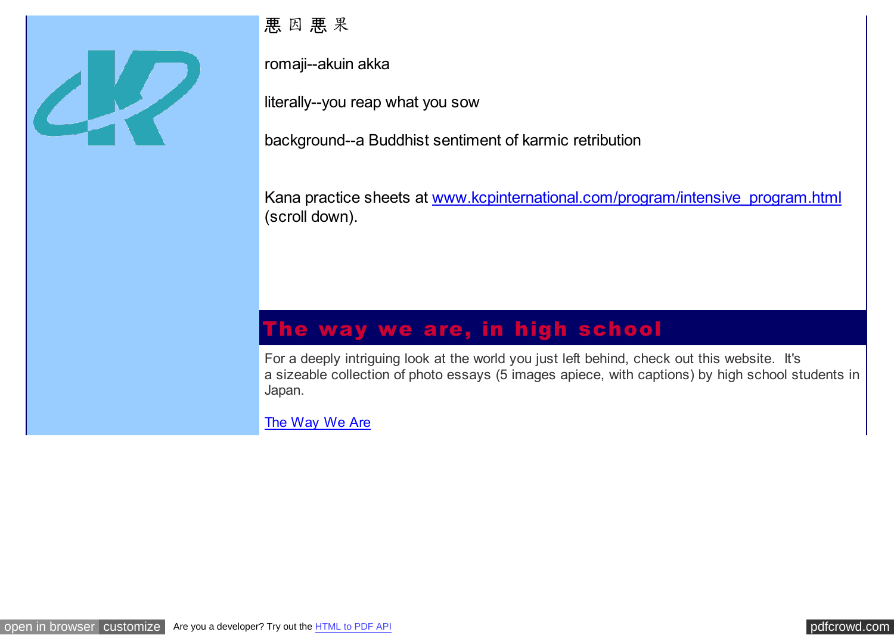悪 因 悪 果

romaji--akuin akka

literally--you reap what you sow

background--a Buddhist sentiment of karmic retribution

Kana practice sheets at [www.kcpinternational.com/program/intensive_program.html](www.kcpinternational.com/program/intensive_program.html) (scroll down).

## The way we are, in high school

For a deeply intriguing look at the world you just left behind, check out this website. It's a sizeable collection of photo essays (5 images apiece, with captions) by high school students in Japan.

The Way We Are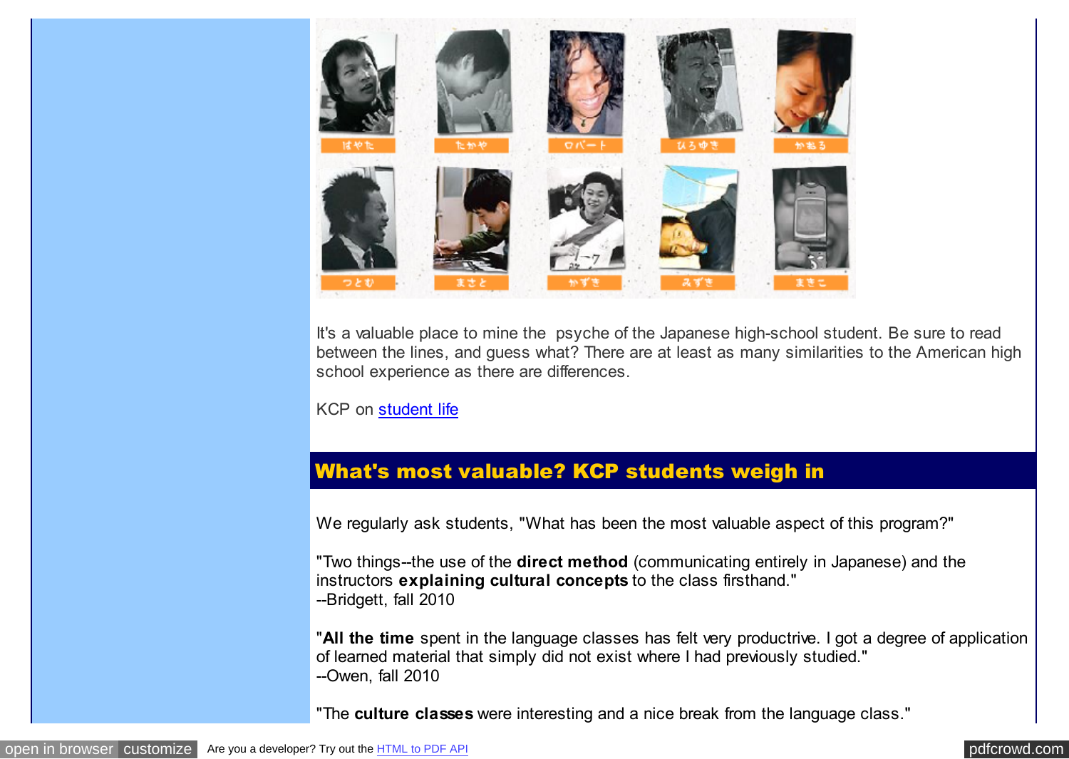It's a valuable place to mine the psyche of the Japanese high-school student. Be sure to read between the lines, and guess what? There are at least as many similarities to the American high school experience as there are differences.

KCP on student life

## What's most valuable? KCP students weigh in

We regularly ask students, "What has been the most valuable aspect of this program?"

"Two things--the use of the **direct method** (communicating entirely in Japanese) and the instructors **explaining cultural concepts** to the class firsthand."
--Bridgett, fall 2010

"**All the time** spent in the language classes has felt very productrive. I got a degree of application of learned material that simply did not exist where I had previously studied."
--Owen, fall 2010

"The **culture classes** were interesting and a nice break from the language class."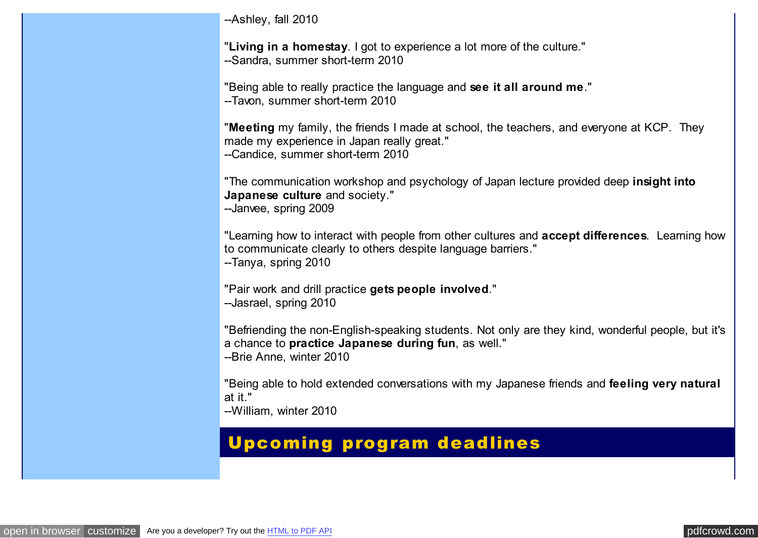--Ashley, fall 2010

"**Living in a homestay**. I got to experience a lot more of the culture."
--Sandra, summer short-term 2010

"Being able to really practice the language and **see it all around me**."
--Tavon, summer short-term 2010

"**Meeting** my family, the friends I made at school, the teachers, and everyone at KCP. They made my experience in Japan really great."
--Candice, summer short-term 2010

"The communication workshop and psychology of Japan lecture provided deep **insight into Japanese culture** and society."
--Janvee, spring 2009

"Learning how to interact with people from other cultures and **accept differences**. Learning how to communicate clearly to others despite language barriers."
--Tanya, spring 2010

"Pair work and drill practice **gets people involved**."
--Jasrael, spring 2010

"Befriending the non-English-speaking students. Not only are they kind, wonderful people, but it's a chance to **practice Japanese during fun**, as well."
--Brie Anne, winter 2010

"Being able to hold extended conversations with my Japanese friends and **feeling very natural** at it."
--William, winter 2010

## Upcoming program deadlines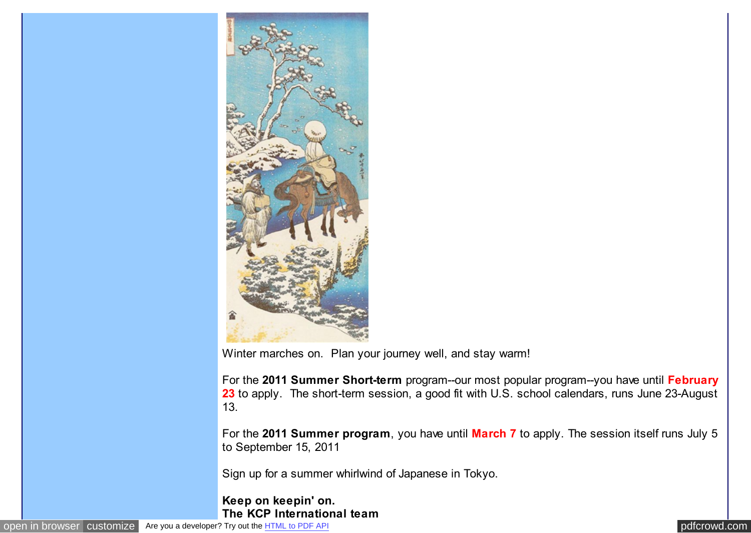Winter marches on.  Plan your journey well, and stay warm!

For the **2011 Summer Short-term** program--our most popular program--you have until **February 23** to apply.  The short-term session, a good fit with U.S. school calendars, runs June 23-August 13.

For the **2011 Summer program**, you have until **March 7** to apply. The session itself runs July 5 to September 15, 2011

Sign up for a summer whirlwind of Japanese in Tokyo.

**Keep on keepin' on.**
**The KCP International team**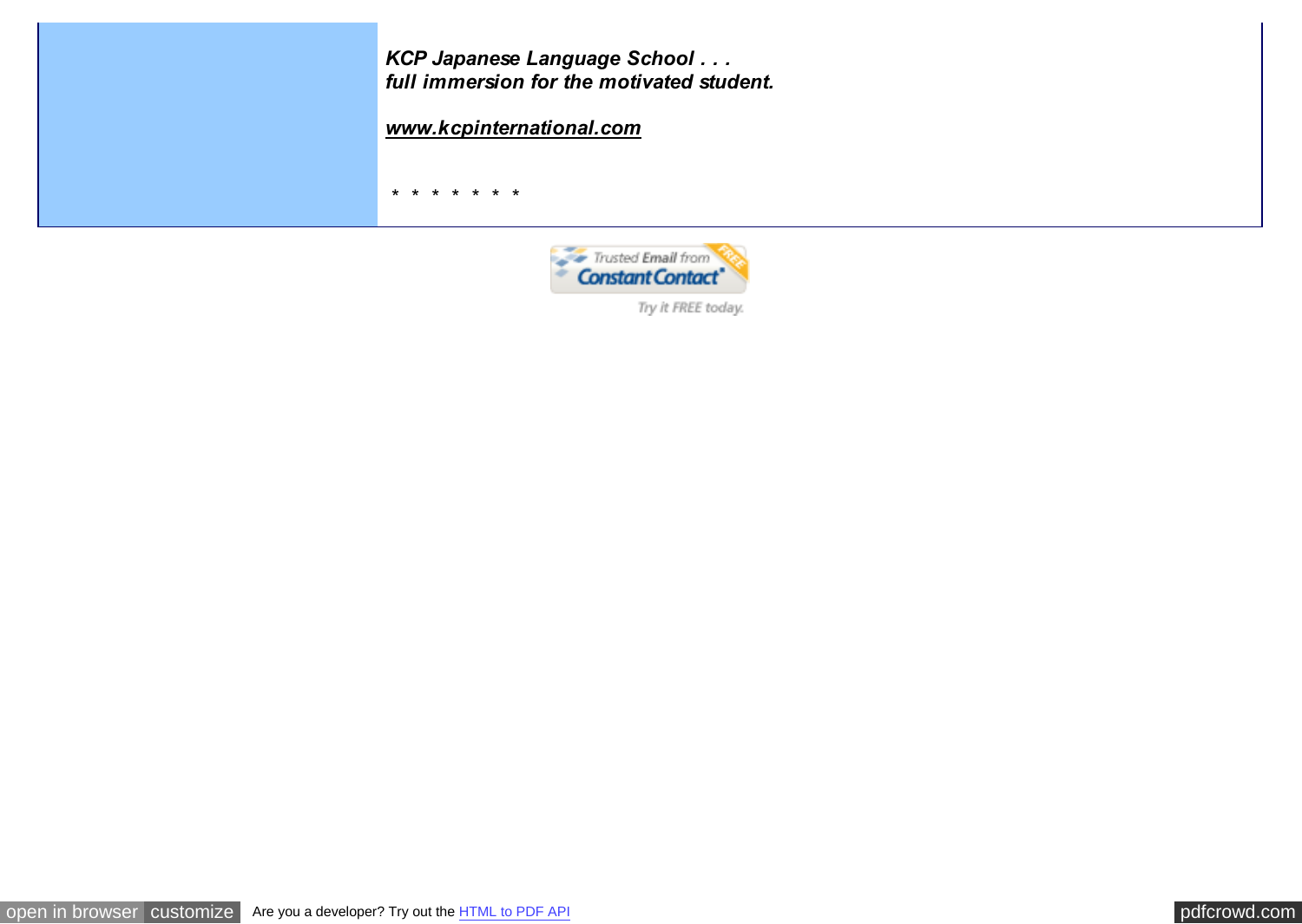***KCP Japanese Language School . . .***
***full immersion for the motivated student.***

***www.kcpinternational.com***

* * * * * * *